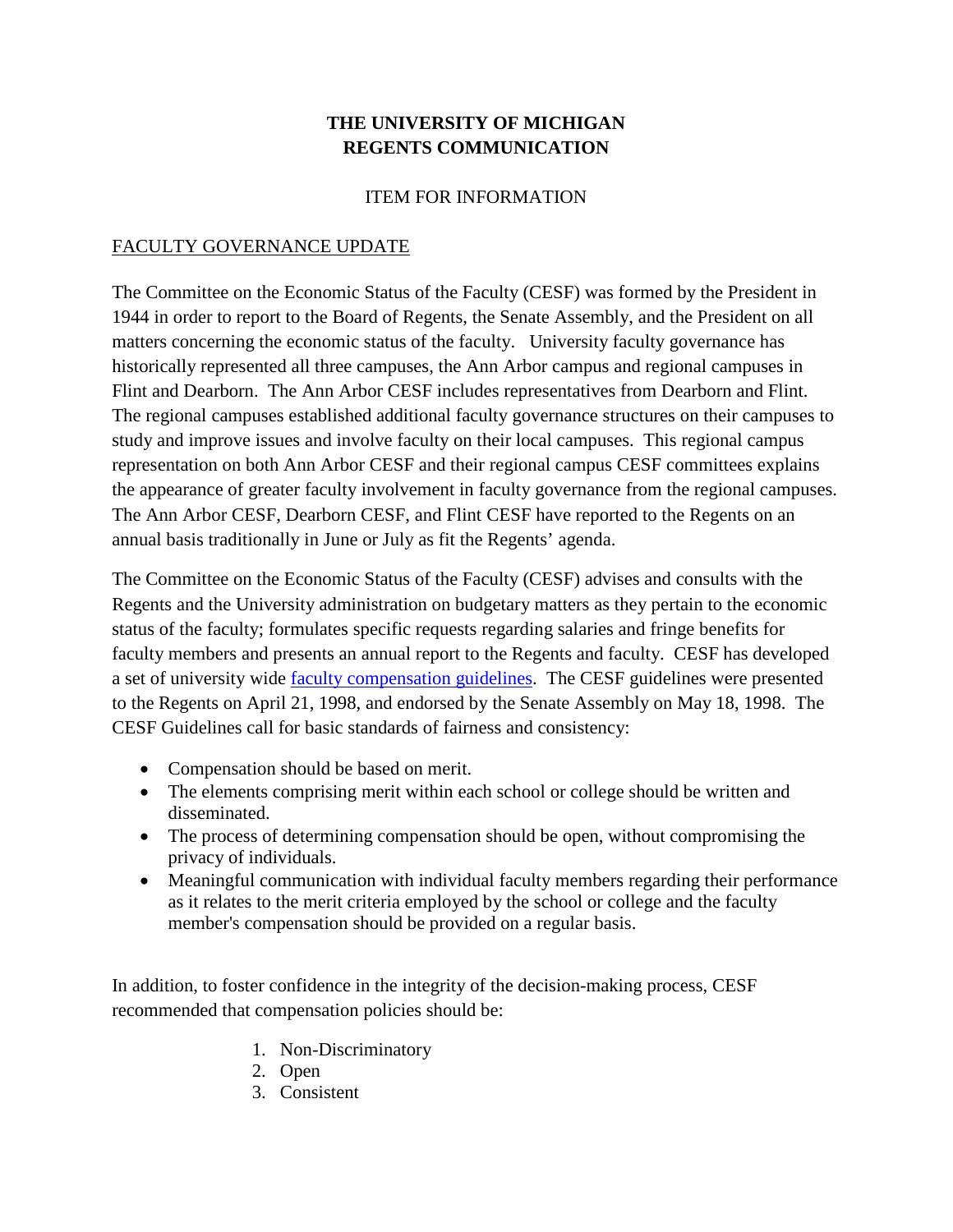**THE UNIVERSITY OF MICHIGAN**
**REGENTS COMMUNICATION**

ITEM FOR INFORMATION

FACULTY GOVERNANCE UPDATE

The Committee on the Economic Status of the Faculty (CESF) was formed by the President in 1944 in order to report to the Board of Regents, the Senate Assembly, and the President on all matters concerning the economic status of the faculty. University faculty governance has historically represented all three campuses, the Ann Arbor campus and regional campuses in Flint and Dearborn. The Ann Arbor CESF includes representatives from Dearborn and Flint. The regional campuses established additional faculty governance structures on their campuses to study and improve issues and involve faculty on their local campuses. This regional campus representation on both Ann Arbor CESF and their regional campus CESF committees explains the appearance of greater faculty involvement in faculty governance from the regional campuses. The Ann Arbor CESF, Dearborn CESF, and Flint CESF have reported to the Regents on an annual basis traditionally in June or July as fit the Regents' agenda.

The Committee on the Economic Status of the Faculty (CESF) advises and consults with the Regents and the University administration on budgetary matters as they pertain to the economic status of the faculty; formulates specific requests regarding salaries and fringe benefits for faculty members and presents an annual report to the Regents and faculty. CESF has developed a set of university wide faculty compensation guidelines. The CESF guidelines were presented to the Regents on April 21, 1998, and endorsed by the Senate Assembly on May 18, 1998. The CESF Guidelines call for basic standards of fairness and consistency:

- Compensation should be based on merit.
- The elements comprising merit within each school or college should be written and disseminated.
- The process of determining compensation should be open, without compromising the privacy of individuals.
- Meaningful communication with individual faculty members regarding their performance as it relates to the merit criteria employed by the school or college and the faculty member's compensation should be provided on a regular basis.

In addition, to foster confidence in the integrity of the decision-making process, CESF recommended that compensation policies should be:

1. Non-Discriminatory
2. Open
3. Consistent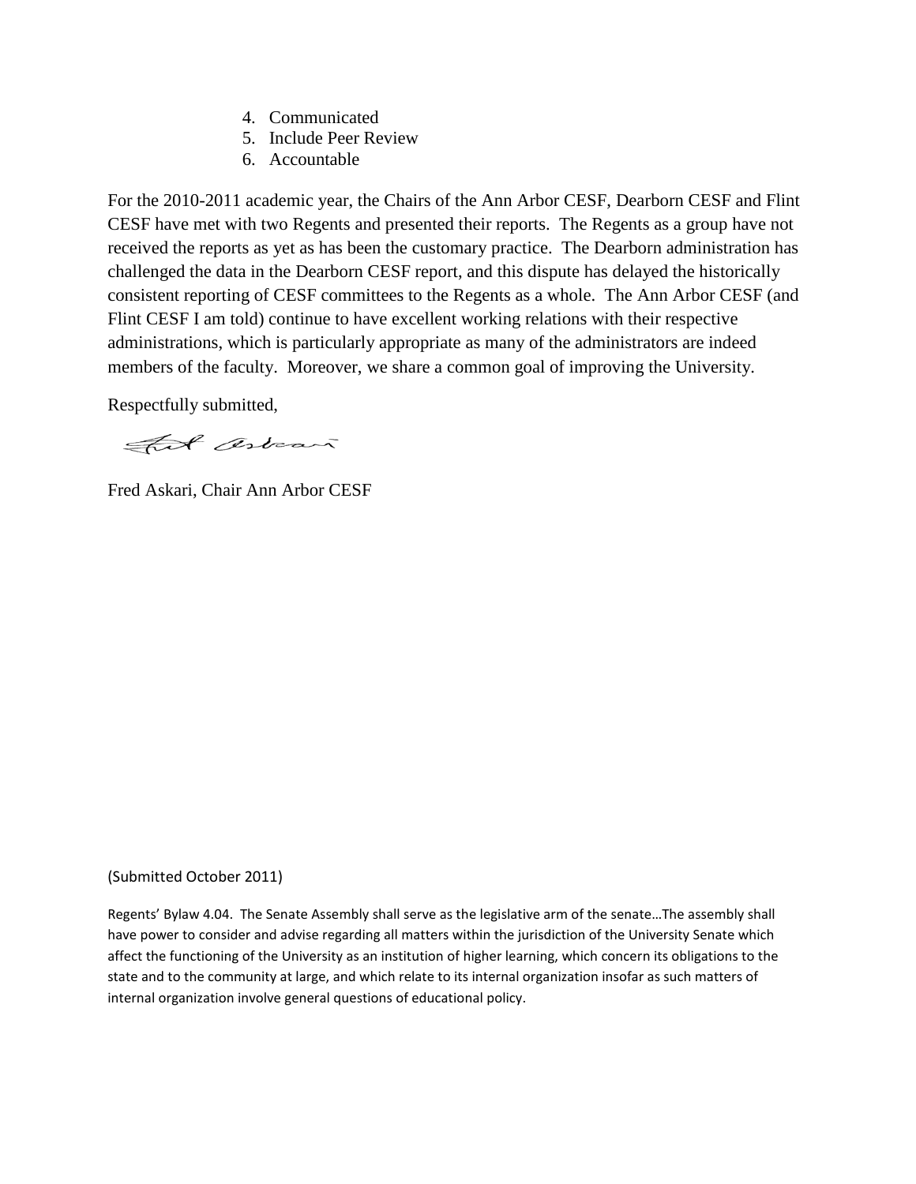4. Communicated
5. Include Peer Review
6. Accountable

For the 2010-2011 academic year, the Chairs of the Ann Arbor CESF, Dearborn CESF and Flint CESF have met with two Regents and presented their reports. The Regents as a group have not received the reports as yet as has been the customary practice. The Dearborn administration has challenged the data in the Dearborn CESF report, and this dispute has delayed the historically consistent reporting of CESF committees to the Regents as a whole. The Ann Arbor CESF (and Flint CESF I am told) continue to have excellent working relations with their respective administrations, which is particularly appropriate as many of the administrators are indeed members of the faculty. Moreover, we share a common goal of improving the University.

Respectfully submitted,

Fred Askari

Fred Askari, Chair Ann Arbor CESF

(Submitted October 2011)

Regents' Bylaw 4.04. The Senate Assembly shall serve as the legislative arm of the senate…The assembly shall have power to consider and advise regarding all matters within the jurisdiction of the University Senate which affect the functioning of the University as an institution of higher learning, which concern its obligations to the state and to the community at large, and which relate to its internal organization insofar as such matters of internal organization involve general questions of educational policy.